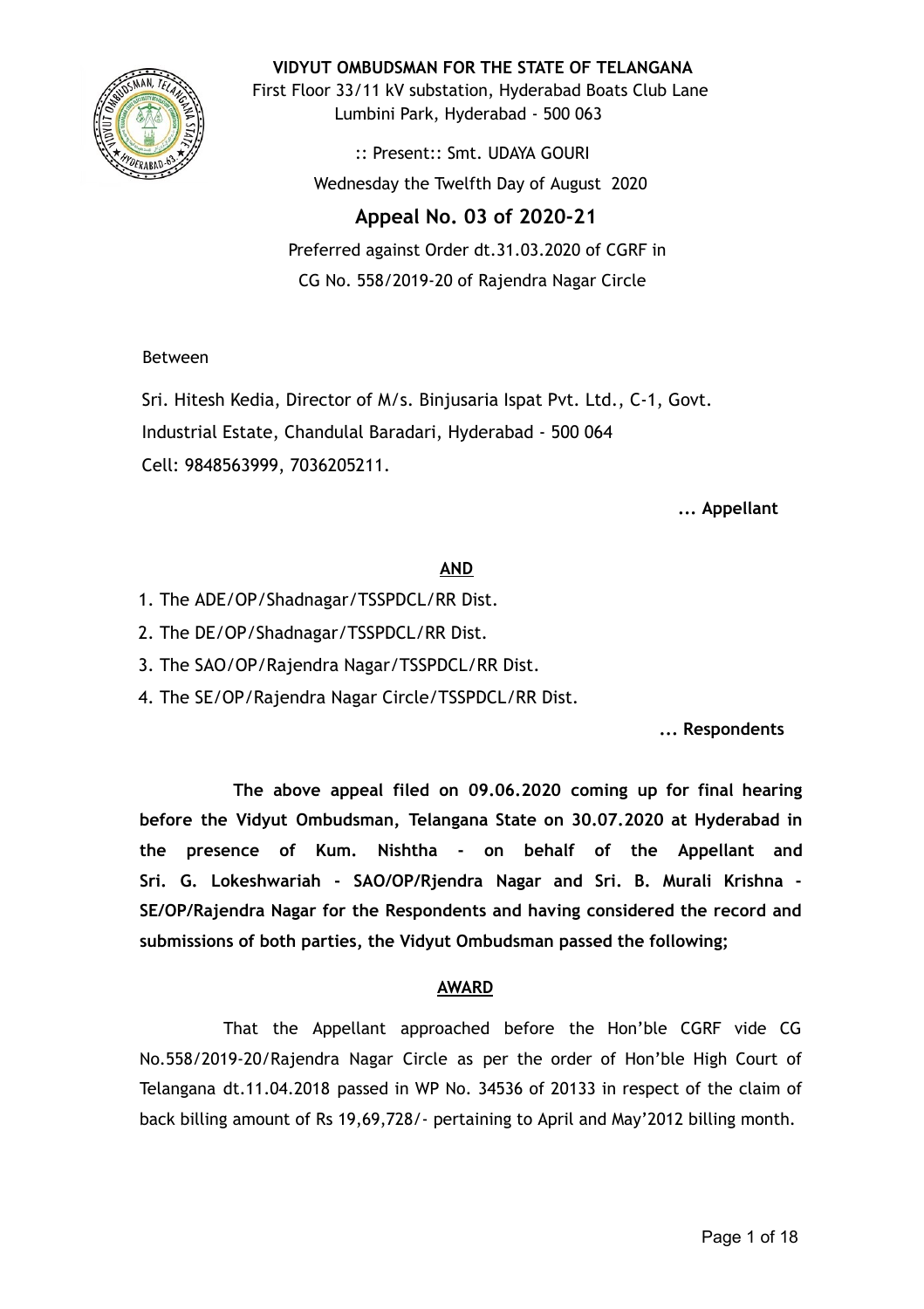**VIDYUT OMBUDSMAN FOR THE STATE OF TELANGANA**
First Floor 33/11 kV substation, Hyderabad Boats Club Lane
Lumbini Park, Hyderabad - 500 063

:: Present:: Smt. UDAYA GOURI
Wednesday the Twelfth Day of August 2020

## Appeal No. 03 of 2020-21

Preferred against Order dt.31.03.2020 of CGRF in
CG No. 558/2019-20 of Rajendra Nagar Circle

Between

Sri. Hitesh Kedia, Director of M/s. Binjusaria Ispat Pvt. Ltd., C-1, Govt. Industrial Estate, Chandulal Baradari, Hyderabad - 500 064
Cell: 9848563999, 7036205211.

**... Appellant**

**AND**

1. The ADE/OP/Shadnagar/TSSPDCL/RR Dist.
2. The DE/OP/Shadnagar/TSSPDCL/RR Dist.
3. The SAO/OP/Rajendra Nagar/TSSPDCL/RR Dist.
4. The SE/OP/Rajendra Nagar Circle/TSSPDCL/RR Dist.

**... Respondents**

**The above appeal filed on 09.06.2020 coming up for final hearing before the Vidyut Ombudsman, Telangana State on 30.07.2020 at Hyderabad in the presence of Kum. Nishtha - on behalf of the Appellant and Sri. G. Lokeshwariah - SAO/OP/Rjendra Nagar and Sri. B. Murali Krishna - SE/OP/Rajendra Nagar for the Respondents and having considered the record and submissions of both parties, the Vidyut Ombudsman passed the following;**

**AWARD**

That the Appellant approached before the Hon'ble CGRF vide CG No.558/2019-20/Rajendra Nagar Circle as per the order of Hon'ble High Court of Telangana dt.11.04.2018 passed in WP No. 34536 of 20133 in respect of the claim of back billing amount of Rs 19,69,728/- pertaining to April and May'2012 billing month.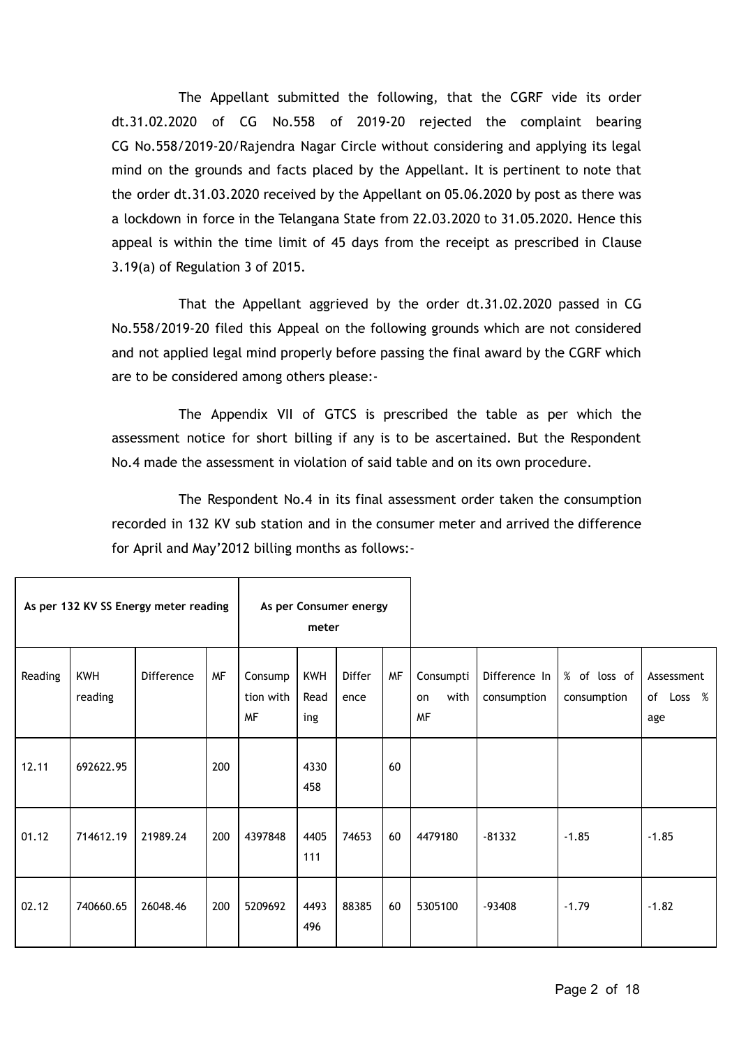The Appellant submitted the following, that the CGRF vide its order dt.31.02.2020 of CG No.558 of 2019-20 rejected the complaint bearing CG No.558/2019-20/Rajendra Nagar Circle without considering and applying its legal mind on the grounds and facts placed by the Appellant. It is pertinent to note that the order dt.31.03.2020 received by the Appellant on 05.06.2020 by post as there was a lockdown in force in the Telangana State from 22.03.2020 to 31.05.2020. Hence this appeal is within the time limit of 45 days from the receipt as prescribed in Clause 3.19(a) of Regulation 3 of 2015.

That the Appellant aggrieved by the order dt.31.02.2020 passed in CG No.558/2019-20 filed this Appeal on the following grounds which are not considered and not applied legal mind properly before passing the final award by the CGRF which are to be considered among others please:-

The Appendix VII of GTCS is prescribed the table as per which the assessment notice for short billing if any is to be ascertained. But the Respondent No.4 made the assessment in violation of said table and on its own procedure.

The Respondent No.4 in its final assessment order taken the consumption recorded in 132 KV sub station and in the consumer meter and arrived the difference for April and May'2012 billing months as follows:-

| As per 132 KV SS Energy meter reading | | | | As per Consumer energy meter | | | | | | | |
|---|---|---|---|---|---|---|---|---|---|---|---|
| Reading | KWH reading | Difference | MF | Consumption with MF | KWH Reading | Difference | MF | Consumption with MF | Difference In consumption | % of loss of consumption | Assessment of Loss %age |
| 12.11 | 692622.95 | | 200 | | 4330458 | | 60 | | | | |
| 01.12 | 714612.19 | 21989.24 | 200 | 4397848 | 4405111 | 74653 | 60 | 4479180 | -81332 | -1.85 | -1.85 |
| 02.12 | 740660.65 | 26048.46 | 200 | 5209692 | 4493496 | 88385 | 60 | 5305100 | -93408 | -1.79 | -1.82 |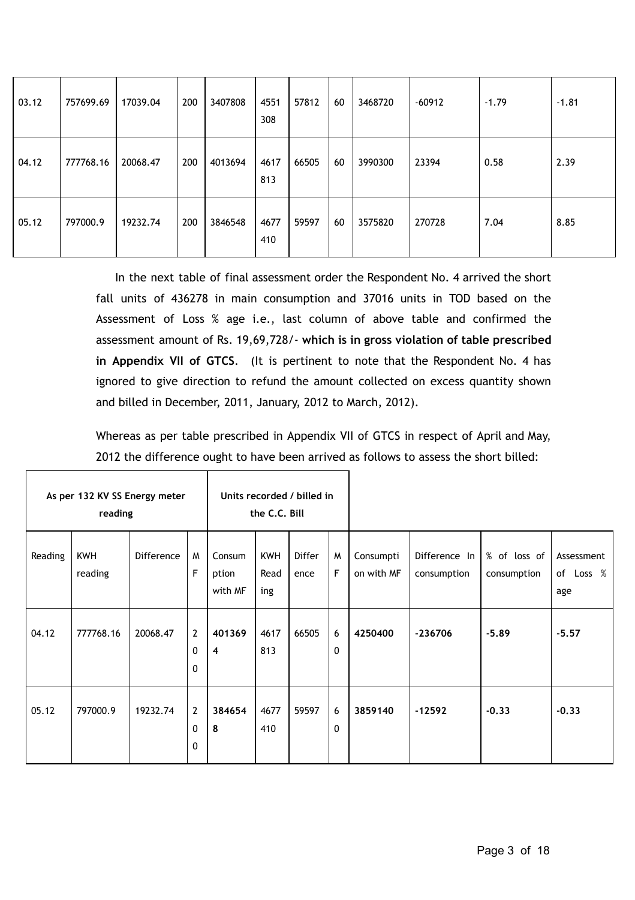| 03.12 | 757699.69 | 17039.04 | 200 | 3407808 | 4551308 | 57812 | 60 | 3468720 | -60912 | -1.79 | -1.81 |
|---|---|---|---|---|---|---|---|---|---|---|---|
| 04.12 | 777768.16 | 20068.47 | 200 | 4013694 | 4617813 | 66505 | 60 | 3990300 | 23394 | 0.58 | 2.39 |
| 05.12 | 797000.9 | 19232.74 | 200 | 3846548 | 4677410 | 59597 | 60 | 3575820 | 270728 | 7.04 | 8.85 |

In the next table of final assessment order the Respondent No. 4 arrived the short fall units of 436278 in main consumption and 37016 units in TOD based on the Assessment of Loss % age i.e., last column of above table and confirmed the assessment amount of Rs. 19,69,728/- **which is in gross violation of table prescribed in Appendix VII of GTCS**. (It is pertinent to note that the Respondent No. 4 has ignored to give direction to refund the amount collected on excess quantity shown and billed in December, 2011, January, 2012 to March, 2012).

Whereas as per table prescribed in Appendix VII of GTCS in respect of April and May, 2012 the difference ought to have been arrived as follows to assess the short billed:

| As per 132 KV SS Energy meter reading | | | | Units recorded / billed in the C.C. Bill | | | | | | | |
|---|---|---|---|---|---|---|---|---|---|---|---|
| Reading | KWH reading | Difference | MF | Consumption with MF | KWH Reading | Difference | MF | Consumption with MF | Difference In consumption | % of loss of consumption | Assessment of Loss % age |
| 04.12 | 777768.16 | 20068.47 | 200 | **4013694** | 4617813 | 66505 | 60 | **4250400** | **-236706** | **-5.89** | **-5.57** |
| 05.12 | 797000.9 | 19232.74 | 200 | **3846548** | 4677410 | 59597 | 60 | **3859140** | **-12592** | **-0.33** | **-0.33** |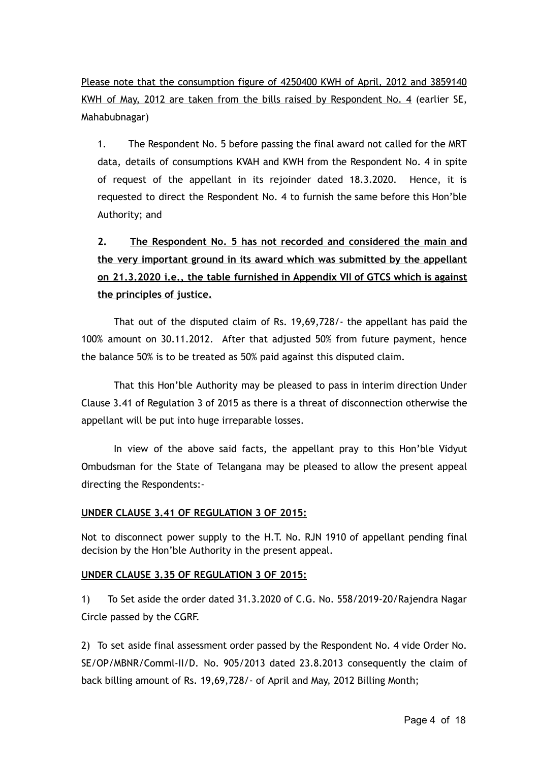<u>Please note that the consumption figure of 4250400 KWH of April, 2012 and 3859140 KWH of May, 2012 are taken from the bills raised by Respondent No. 4</u> (earlier SE, Mahabubnagar)

1. The Respondent No. 5 before passing the final award not called for the MRT data, details of consumptions KVAH and KWH from the Respondent No. 4 in spite of request of the appellant in its rejoinder dated 18.3.2020. Hence, it is requested to direct the Respondent No. 4 to furnish the same before this Hon'ble Authority; and

2. **<u>The Respondent No. 5 has not recorded and considered the main and the very important ground in its award which was submitted by the appellant on 21.3.2020 i.e., the table furnished in Appendix VII of GTCS which is against the principles of justice.</u>**

That out of the disputed claim of Rs. 19,69,728/- the appellant has paid the 100% amount on 30.11.2012. After that adjusted 50% from future payment, hence the balance 50% is to be treated as 50% paid against this disputed claim.

That this Hon'ble Authority may be pleased to pass in interim direction Under Clause 3.41 of Regulation 3 of 2015 as there is a threat of disconnection otherwise the appellant will be put into huge irreparable losses.

In view of the above said facts, the appellant pray to this Hon'ble Vidyut Ombudsman for the State of Telangana may be pleased to allow the present appeal directing the Respondents:-

**<u>UNDER CLAUSE 3.41 OF REGULATION 3 OF 2015:</u>**

Not to disconnect power supply to the H.T. No. RJN 1910 of appellant pending final decision by the Hon'ble Authority in the present appeal.

**<u>UNDER CLAUSE 3.35 OF REGULATION 3 OF 2015:</u>**

1) To Set aside the order dated 31.3.2020 of C.G. No. 558/2019-20/Rajendra Nagar Circle passed by the CGRF.

2) To set aside final assessment order passed by the Respondent No. 4 vide Order No. SE/OP/MBNR/Comml-II/D. No. 905/2013 dated 23.8.2013 consequently the claim of back billing amount of Rs. 19,69,728/- of April and May, 2012 Billing Month;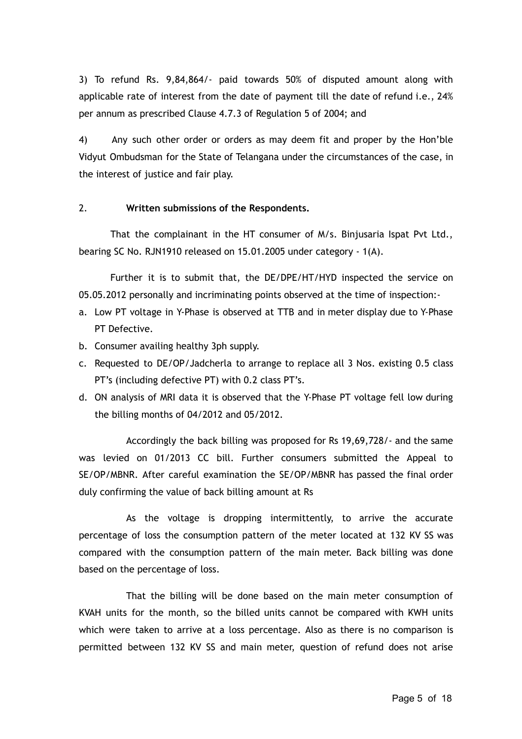3) To refund Rs. 9,84,864/- paid towards 50% of disputed amount along with applicable rate of interest from the date of payment till the date of refund i.e., 24% per annum as prescribed Clause 4.7.3 of Regulation 5 of 2004; and

4) Any such other order or orders as may deem fit and proper by the Hon'ble Vidyut Ombudsman for the State of Telangana under the circumstances of the case, in the interest of justice and fair play.

2. **Written submissions of the Respondents.**

That the complainant in the HT consumer of M/s. Binjusaria Ispat Pvt Ltd., bearing SC No. RJN1910 released on 15.01.2005 under category - 1(A).

Further it is to submit that, the DE/DPE/HT/HYD inspected the service on 05.05.2012 personally and incriminating points observed at the time of inspection:-

a. Low PT voltage in Y-Phase is observed at TTB and in meter display due to Y-Phase PT Defective.
b. Consumer availing healthy 3ph supply.
c. Requested to DE/OP/Jadcherla to arrange to replace all 3 Nos. existing 0.5 class PT's (including defective PT) with 0.2 class PT's.
d. ON analysis of MRI data it is observed that the Y-Phase PT voltage fell low during the billing months of 04/2012 and 05/2012.

Accordingly the back billing was proposed for Rs 19,69,728/- and the same was levied on 01/2013 CC bill. Further consumers submitted the Appeal to SE/OP/MBNR. After careful examination the SE/OP/MBNR has passed the final order duly confirming the value of back billing amount at Rs

As the voltage is dropping intermittently, to arrive the accurate percentage of loss the consumption pattern of the meter located at 132 KV SS was compared with the consumption pattern of the main meter. Back billing was done based on the percentage of loss.

That the billing will be done based on the main meter consumption of KVAH units for the month, so the billed units cannot be compared with KWH units which were taken to arrive at a loss percentage. Also as there is no comparison is permitted between 132 KV SS and main meter, question of refund does not arise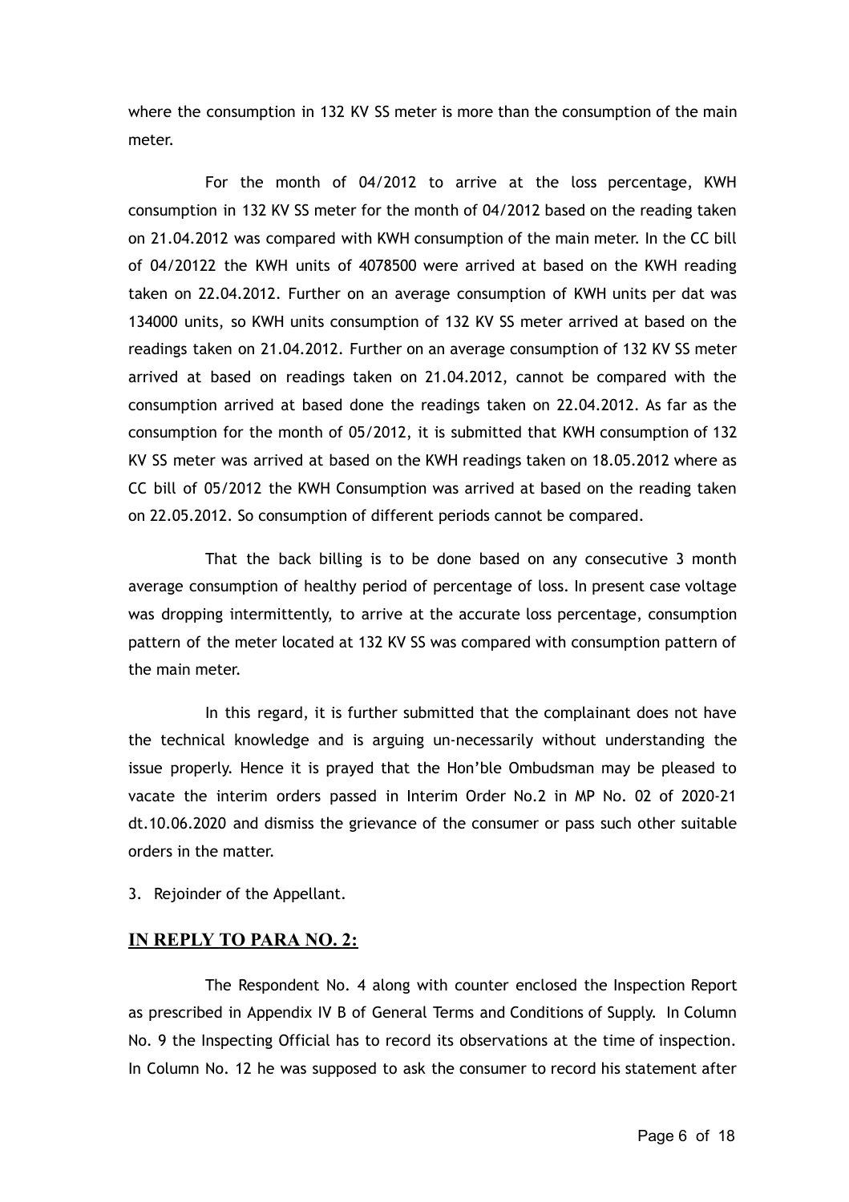where the consumption in 132 KV SS meter is more than the consumption of the main meter.

For the month of 04/2012 to arrive at the loss percentage, KWH consumption in 132 KV SS meter for the month of 04/2012 based on the reading taken on 21.04.2012 was compared with KWH consumption of the main meter. In the CC bill of 04/20122 the KWH units of 4078500 were arrived at based on the KWH reading taken on 22.04.2012. Further on an average consumption of KWH units per dat was 134000 units, so KWH units consumption of 132 KV SS meter arrived at based on the readings taken on 21.04.2012. Further on an average consumption of 132 KV SS meter arrived at based on readings taken on 21.04.2012, cannot be compared with the consumption arrived at based done the readings taken on 22.04.2012. As far as the consumption for the month of 05/2012, it is submitted that KWH consumption of 132 KV SS meter was arrived at based on the KWH readings taken on 18.05.2012 where as CC bill of 05/2012 the KWH Consumption was arrived at based on the reading taken on 22.05.2012. So consumption of different periods cannot be compared.

That the back billing is to be done based on any consecutive 3 month average consumption of healthy period of percentage of loss. In present case voltage was dropping intermittently, to arrive at the accurate loss percentage, consumption pattern of the meter located at 132 KV SS was compared with consumption pattern of the main meter.

In this regard, it is further submitted that the complainant does not have the technical knowledge and is arguing un-necessarily without understanding the issue properly. Hence it is prayed that the Hon'ble Ombudsman may be pleased to vacate the interim orders passed in Interim Order No.2 in MP No. 02 of 2020-21 dt.10.06.2020 and dismiss the grievance of the consumer or pass such other suitable orders in the matter.

3. Rejoinder of the Appellant.

## IN REPLY TO PARA NO. 2:

The Respondent No. 4 along with counter enclosed the Inspection Report as prescribed in Appendix IV B of General Terms and Conditions of Supply. In Column No. 9 the Inspecting Official has to record its observations at the time of inspection. In Column No. 12 he was supposed to ask the consumer to record his statement after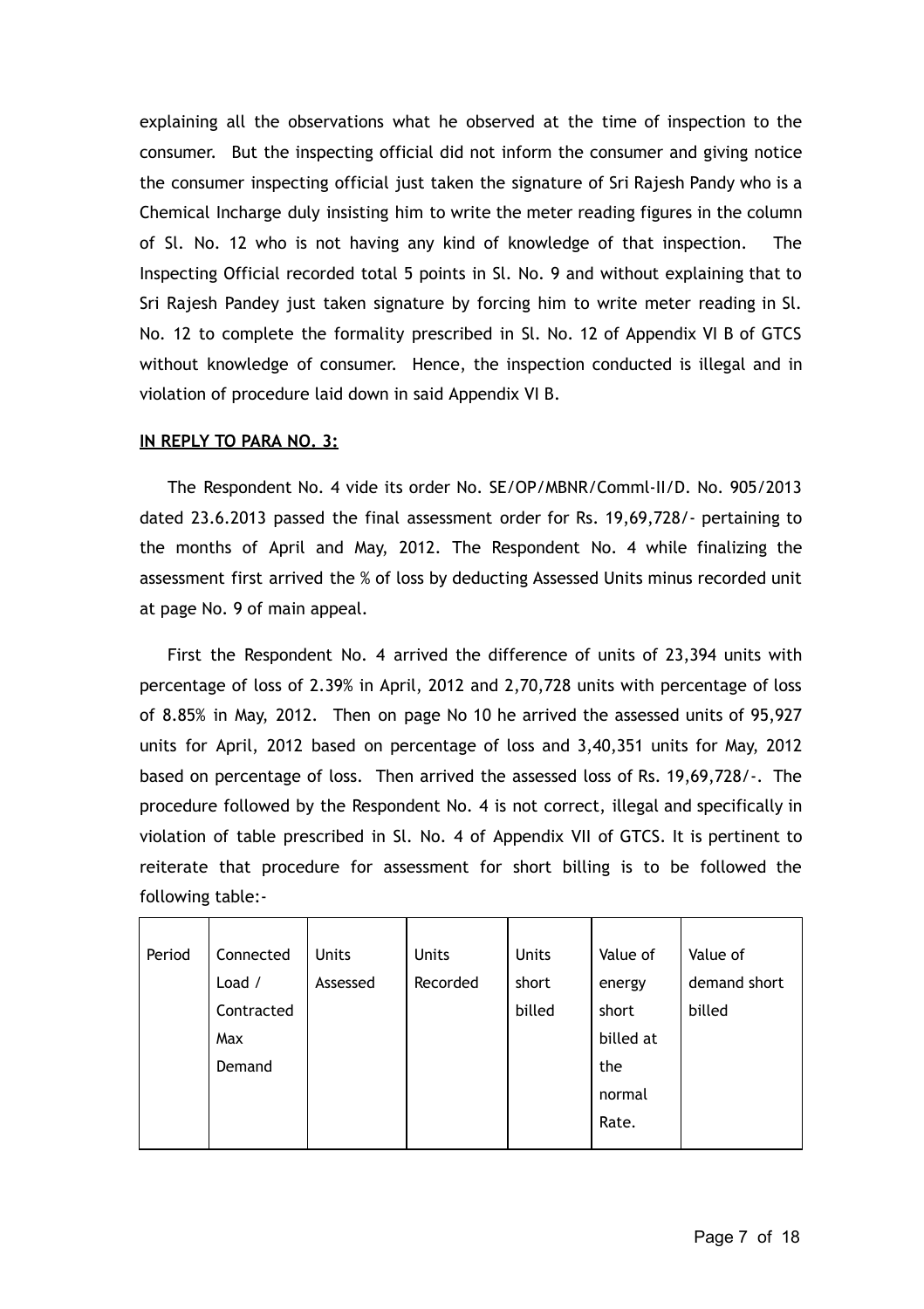explaining all the observations what he observed at the time of inspection to the consumer. But the inspecting official did not inform the consumer and giving notice the consumer inspecting official just taken the signature of Sri Rajesh Pandy who is a Chemical Incharge duly insisting him to write the meter reading figures in the column of Sl. No. 12 who is not having any kind of knowledge of that inspection. The Inspecting Official recorded total 5 points in Sl. No. 9 and without explaining that to Sri Rajesh Pandey just taken signature by forcing him to write meter reading in Sl. No. 12 to complete the formality prescribed in Sl. No. 12 of Appendix VI B of GTCS without knowledge of consumer. Hence, the inspection conducted is illegal and in violation of procedure laid down in said Appendix VI B.

**IN REPLY TO PARA NO. 3:**

The Respondent No. 4 vide its order No. SE/OP/MBNR/Comml-II/D. No. 905/2013 dated 23.6.2013 passed the final assessment order for Rs. 19,69,728/- pertaining to the months of April and May, 2012. The Respondent No. 4 while finalizing the assessment first arrived the % of loss by deducting Assessed Units minus recorded unit at page No. 9 of main appeal.

First the Respondent No. 4 arrived the difference of units of 23,394 units with percentage of loss of 2.39% in April, 2012 and 2,70,728 units with percentage of loss of 8.85% in May, 2012. Then on page No 10 he arrived the assessed units of 95,927 units for April, 2012 based on percentage of loss and 3,40,351 units for May, 2012 based on percentage of loss. Then arrived the assessed loss of Rs. 19,69,728/-. The procedure followed by the Respondent No. 4 is not correct, illegal and specifically in violation of table prescribed in Sl. No. 4 of Appendix VII of GTCS. It is pertinent to reiterate that procedure for assessment for short billing is to be followed the following table:-

| Period | Connected Load / Contracted Max Demand | Units Assessed | Units Recorded | Units short billed | Value of energy short billed at the normal Rate. | Value of demand short billed |
|---|---|---|---|---|---|---|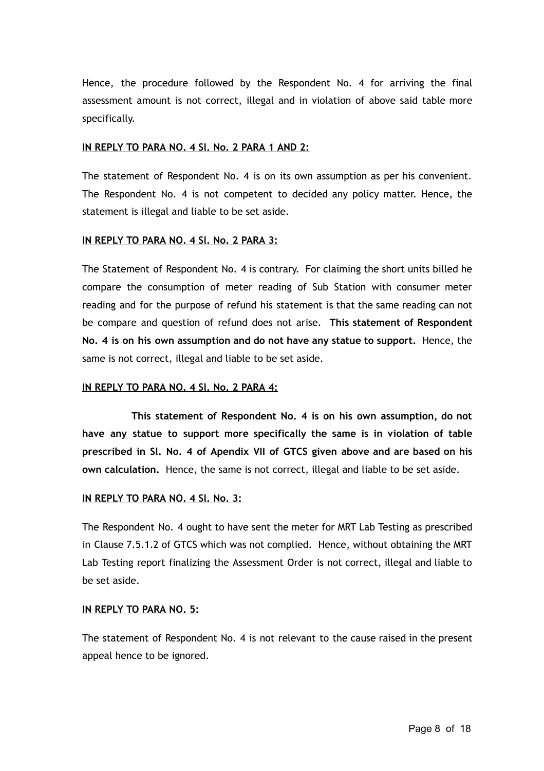Hence, the procedure followed by the Respondent No. 4 for arriving the final assessment amount is not correct, illegal and in violation of above said table more specifically.

**IN REPLY TO PARA NO. 4 Sl. No. 2 PARA 1 AND 2:**

The statement of Respondent No. 4 is on its own assumption as per his convenient. The Respondent No. 4 is not competent to decided any policy matter. Hence, the statement is illegal and liable to be set aside.

**IN REPLY TO PARA NO. 4 Sl. No. 2 PARA 3:**

The Statement of Respondent No. 4 is contrary. For claiming the short units billed he compare the consumption of meter reading of Sub Station with consumer meter reading and for the purpose of refund his statement is that the same reading can not be compare and question of refund does not arise. **This statement of Respondent No. 4 is on his own assumption and do not have any statue to support.** Hence, the same is not correct, illegal and liable to be set aside.

**IN REPLY TO PARA NO. 4 Sl. No. 2 PARA 4:**

**This statement of Respondent No. 4 is on his own assumption, do not have any statue to support more specifically the same is in violation of table prescribed in Sl. No. 4 of Apendix VII of GTCS given above and are based on his own calculation.** Hence, the same is not correct, illegal and liable to be set aside.

**IN REPLY TO PARA NO. 4 Sl. No. 3:**

The Respondent No. 4 ought to have sent the meter for MRT Lab Testing as prescribed in Clause 7.5.1.2 of GTCS which was not complied. Hence, without obtaining the MRT Lab Testing report finalizing the Assessment Order is not correct, illegal and liable to be set aside.

**IN REPLY TO PARA NO. 5:**

The statement of Respondent No. 4 is not relevant to the cause raised in the present appeal hence to be ignored.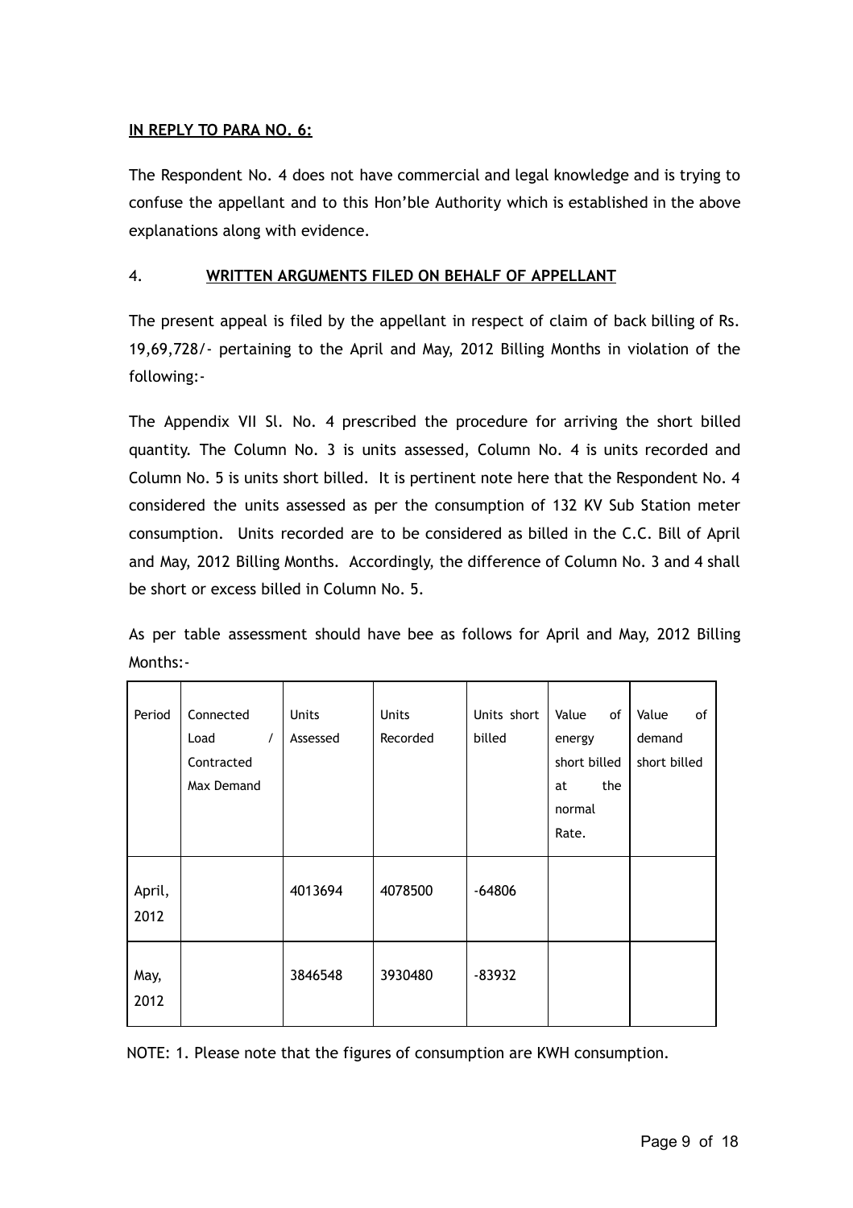**IN REPLY TO PARA NO. 6:**

The Respondent No. 4 does not have commercial and legal knowledge and is trying to confuse the appellant and to this Hon'ble Authority which is established in the above explanations along with evidence.

4. **WRITTEN ARGUMENTS FILED ON BEHALF OF APPELLANT**

The present appeal is filed by the appellant in respect of claim of back billing of Rs. 19,69,728/- pertaining to the April and May, 2012 Billing Months in violation of the following:-

The Appendix VII Sl. No. 4 prescribed the procedure for arriving the short billed quantity. The Column No. 3 is units assessed, Column No. 4 is units recorded and Column No. 5 is units short billed. It is pertinent note here that the Respondent No. 4 considered the units assessed as per the consumption of 132 KV Sub Station meter consumption. Units recorded are to be considered as billed in the C.C. Bill of April and May, 2012 Billing Months. Accordingly, the difference of Column No. 3 and 4 shall be short or excess billed in Column No. 5.

As per table assessment should have bee as follows for April and May, 2012 Billing Months:-

| Period | Connected Load / Contracted Max Demand | Units Assessed | Units Recorded | Units short billed | Value of energy short billed at the normal Rate. | Value of demand short billed |
|---|---|---|---|---|---|---|
| April, 2012 | | 4013694 | 4078500 | -64806 | | |
| May, 2012 | | 3846548 | 3930480 | -83932 | | |

NOTE: 1. Please note that the figures of consumption are KWH consumption.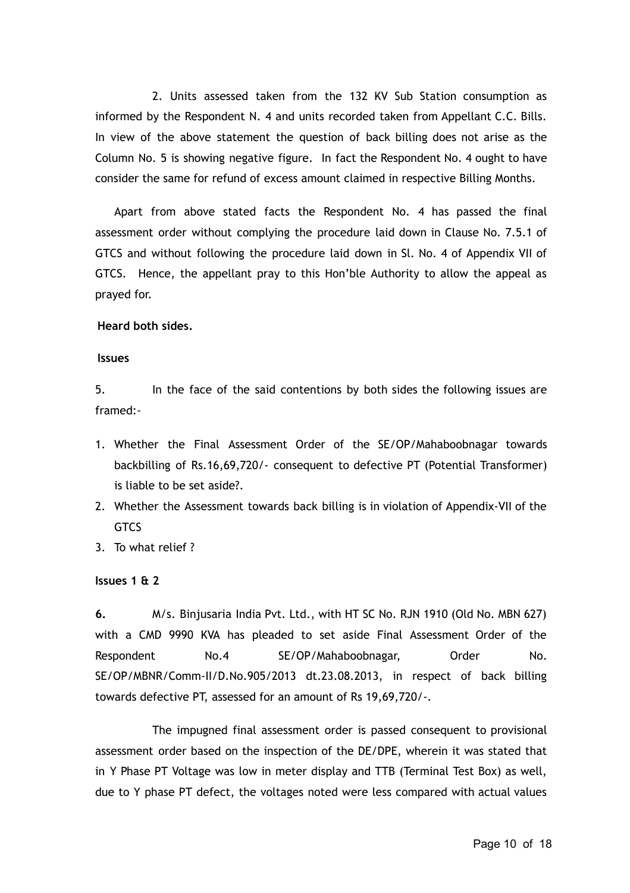2. Units assessed taken from the 132 KV Sub Station consumption as informed by the Respondent N. 4 and units recorded taken from Appellant C.C. Bills. In view of the above statement the question of back billing does not arise as the Column No. 5 is showing negative figure. In fact the Respondent No. 4 ought to have consider the same for refund of excess amount claimed in respective Billing Months.

Apart from above stated facts the Respondent No. 4 has passed the final assessment order without complying the procedure laid down in Clause No. 7.5.1 of GTCS and without following the procedure laid down in Sl. No. 4 of Appendix VII of GTCS. Hence, the appellant pray to this Hon'ble Authority to allow the appeal as prayed for.

**Heard both sides.**

**Issues**

5. In the face of the said contentions by both sides the following issues are framed:-

1. Whether the Final Assessment Order of the SE/OP/Mahaboobnagar towards backbilling of Rs.16,69,720/- consequent to defective PT (Potential Transformer) is liable to be set aside?.
2. Whether the Assessment towards back billing is in violation of Appendix-VII of the GTCS
3. To what relief ?

**Issues 1 & 2**

**6.** M/s. Binjusaria India Pvt. Ltd., with HT SC No. RJN 1910 (Old No. MBN 627) with a CMD 9990 KVA has pleaded to set aside Final Assessment Order of the Respondent No.4 SE/OP/Mahaboobnagar, Order No. SE/OP/MBNR/Comm-II/D.No.905/2013 dt.23.08.2013, in respect of back billing towards defective PT, assessed for an amount of Rs 19,69,720/-.

The impugned final assessment order is passed consequent to provisional assessment order based on the inspection of the DE/DPE, wherein it was stated that in Y Phase PT Voltage was low in meter display and TTB (Terminal Test Box) as well, due to Y phase PT defect, the voltages noted were less compared with actual values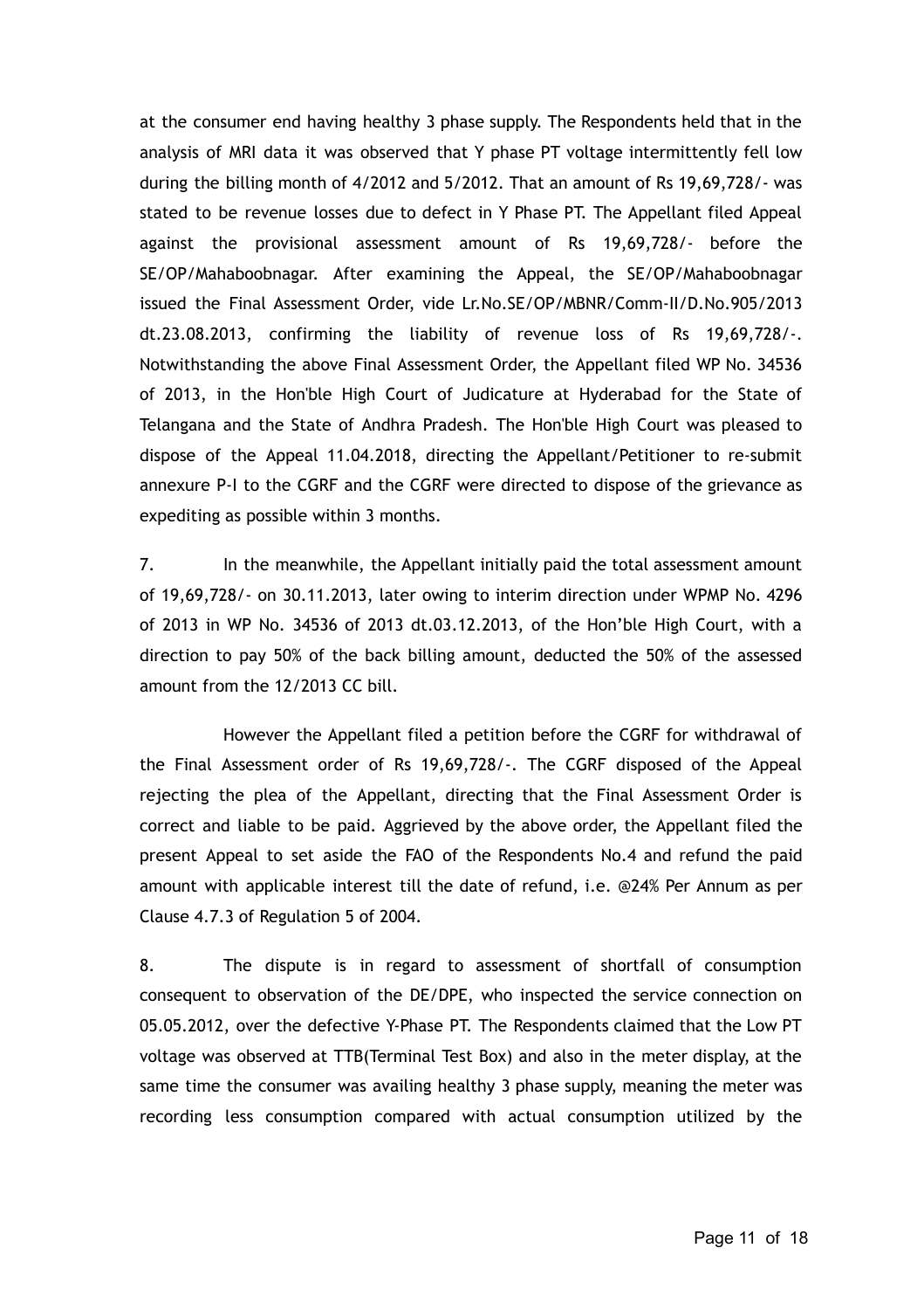at the consumer end having healthy 3 phase supply. The Respondents held that in the analysis of MRI data it was observed that Y phase PT voltage intermittently fell low during the billing month of 4/2012 and 5/2012. That an amount of Rs 19,69,728/- was stated to be revenue losses due to defect in Y Phase PT. The Appellant filed Appeal against the provisional assessment amount of Rs 19,69,728/- before the SE/OP/Mahaboobnagar. After examining the Appeal, the SE/OP/Mahaboobnagar issued the Final Assessment Order, vide Lr.No.SE/OP/MBNR/Comm-II/D.No.905/2013 dt.23.08.2013, confirming the liability of revenue loss of Rs 19,69,728/-. Notwithstanding the above Final Assessment Order, the Appellant filed WP No. 34536 of 2013, in the Hon'ble High Court of Judicature at Hyderabad for the State of Telangana and the State of Andhra Pradesh. The Hon'ble High Court was pleased to dispose of the Appeal 11.04.2018, directing the Appellant/Petitioner to re-submit annexure P-I to the CGRF and the CGRF were directed to dispose of the grievance as expediting as possible within 3 months.

7. In the meanwhile, the Appellant initially paid the total assessment amount of 19,69,728/- on 30.11.2013, later owing to interim direction under WPMP No. 4296 of 2013 in WP No. 34536 of 2013 dt.03.12.2013, of the Hon'ble High Court, with a direction to pay 50% of the back billing amount, deducted the 50% of the assessed amount from the 12/2013 CC bill.

However the Appellant filed a petition before the CGRF for withdrawal of the Final Assessment order of Rs 19,69,728/-. The CGRF disposed of the Appeal rejecting the plea of the Appellant, directing that the Final Assessment Order is correct and liable to be paid. Aggrieved by the above order, the Appellant filed the present Appeal to set aside the FAO of the Respondents No.4 and refund the paid amount with applicable interest till the date of refund, i.e. @24% Per Annum as per Clause 4.7.3 of Regulation 5 of 2004.

8. The dispute is in regard to assessment of shortfall of consumption consequent to observation of the DE/DPE, who inspected the service connection on 05.05.2012, over the defective Y-Phase PT. The Respondents claimed that the Low PT voltage was observed at TTB(Terminal Test Box) and also in the meter display, at the same time the consumer was availing healthy 3 phase supply, meaning the meter was recording less consumption compared with actual consumption utilized by the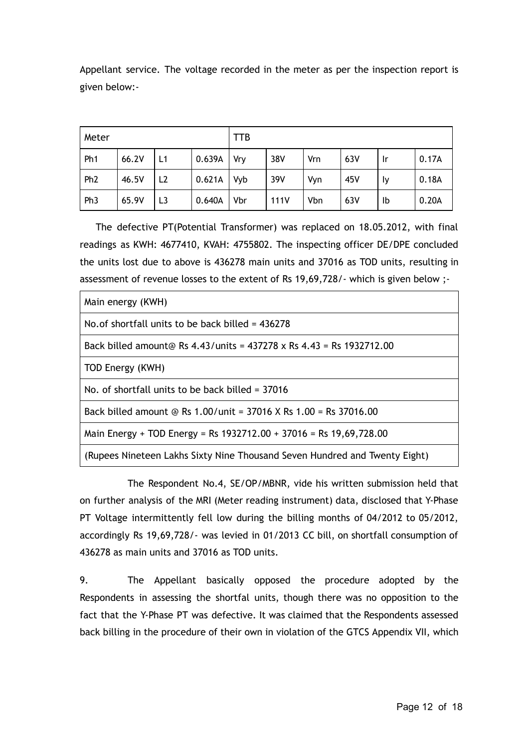Appellant service. The voltage recorded in the meter as per the inspection report is given below:-

| Meter | | | | TTB | | | | | |
|---|---|---|---|---|---|---|---|---|---|
| Ph1 | 66.2V | L1 | 0.639A | Vry | 38V | Vrn | 63V | Ir | 0.17A |
| Ph2 | 46.5V | L2 | 0.621A | Vyb | 39V | Vyn | 45V | Iy | 0.18A |
| Ph3 | 65.9V | L3 | 0.640A | Vbr | 111V | Vbn | 63V | Ib | 0.20A |

The defective PT(Potential Transformer) was replaced on 18.05.2012, with final readings as KWH: 4677410, KVAH: 4755802. The inspecting officer DE/DPE concluded the units lost due to above is 436278 main units and 37016 as TOD units, resulting in assessment of revenue losses to the extent of Rs 19,69,728/- which is given below ;-

| Main energy (KWH) |
|---|
| No.of shortfall units to be back billed = 436278 |
| Back billed amount@ Rs 4.43/units = 437278 x Rs 4.43 = Rs 1932712.00 |
| TOD Energy (KWH) |
| No. of shortfall units to be back billed = 37016 |
| Back billed amount @ Rs 1.00/unit = 37016 X Rs 1.00 = Rs 37016.00 |
| Main Energy + TOD Energy = Rs 1932712.00 + 37016 = Rs 19,69,728.00 |
| (Rupees Nineteen Lakhs Sixty Nine Thousand Seven Hundred and Twenty Eight) |

The Respondent No.4, SE/OP/MBNR, vide his written submission held that on further analysis of the MRI (Meter reading instrument) data, disclosed that Y-Phase PT Voltage intermittently fell low during the billing months of 04/2012 to 05/2012, accordingly Rs 19,69,728/- was levied in 01/2013 CC bill, on shortfall consumption of 436278 as main units and 37016 as TOD units.

9. The Appellant basically opposed the procedure adopted by the Respondents in assessing the shortfal units, though there was no opposition to the fact that the Y-Phase PT was defective. It was claimed that the Respondents assessed back billing in the procedure of their own in violation of the GTCS Appendix VII, which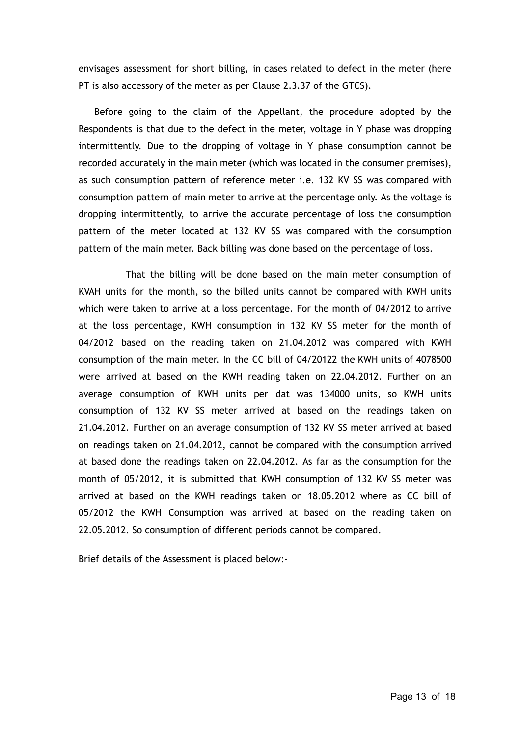envisages assessment for short billing, in cases related to defect in the meter (here PT is also accessory of the meter as per Clause 2.3.37 of the GTCS).

Before going to the claim of the Appellant, the procedure adopted by the Respondents is that due to the defect in the meter, voltage in Y phase was dropping intermittently. Due to the dropping of voltage in Y phase consumption cannot be recorded accurately in the main meter (which was located in the consumer premises), as such consumption pattern of reference meter i.e. 132 KV SS was compared with consumption pattern of main meter to arrive at the percentage only. As the voltage is dropping intermittently, to arrive the accurate percentage of loss the consumption pattern of the meter located at 132 KV SS was compared with the consumption pattern of the main meter. Back billing was done based on the percentage of loss.

That the billing will be done based on the main meter consumption of KVAH units for the month, so the billed units cannot be compared with KWH units which were taken to arrive at a loss percentage. For the month of 04/2012 to arrive at the loss percentage, KWH consumption in 132 KV SS meter for the month of 04/2012 based on the reading taken on 21.04.2012 was compared with KWH consumption of the main meter. In the CC bill of 04/20122 the KWH units of 4078500 were arrived at based on the KWH reading taken on 22.04.2012. Further on an average consumption of KWH units per dat was 134000 units, so KWH units consumption of 132 KV SS meter arrived at based on the readings taken on 21.04.2012. Further on an average consumption of 132 KV SS meter arrived at based on readings taken on 21.04.2012, cannot be compared with the consumption arrived at based done the readings taken on 22.04.2012. As far as the consumption for the month of 05/2012, it is submitted that KWH consumption of 132 KV SS meter was arrived at based on the KWH readings taken on 18.05.2012 where as CC bill of 05/2012 the KWH Consumption was arrived at based on the reading taken on 22.05.2012. So consumption of different periods cannot be compared.

Brief details of the Assessment is placed below:-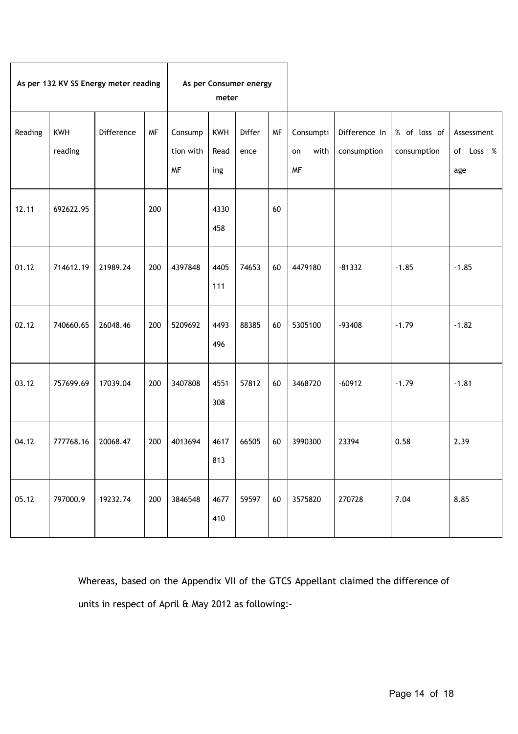| As per 132 KV SS Energy meter reading | | | | As per Consumer energy meter | | | | | | | |
|---|---|---|---|---|---|---|---|---|---|---|---|
| Reading | KWH reading | Difference | MF | Consumption with MF | KWH Reading | Difference | MF | Consumption with MF | Difference In consumption | % of loss of consumption | Assessment of Loss %age |
| 12.11 | 692622.95 | | 200 | | 4330458 | | 60 | | | | |
| 01.12 | 714612.19 | 21989.24 | 200 | 4397848 | 4405111 | 74653 | 60 | 4479180 | -81332 | -1.85 | -1.85 |
| 02.12 | 740660.65 | 26048.46 | 200 | 5209692 | 4493496 | 88385 | 60 | 5305100 | -93408 | -1.79 | -1.82 |
| 03.12 | 757699.69 | 17039.04 | 200 | 3407808 | 4551308 | 57812 | 60 | 3468720 | -60912 | -1.79 | -1.81 |
| 04.12 | 777768.16 | 20068.47 | 200 | 4013694 | 4617813 | 66505 | 60 | 3990300 | 23394 | 0.58 | 2.39 |
| 05.12 | 797000.9 | 19232.74 | 200 | 3846548 | 4677410 | 59597 | 60 | 3575820 | 270728 | 7.04 | 8.85 |

Whereas, based on the Appendix VII of the GTCS Appellant claimed the difference of units in respect of April & May 2012 as following:-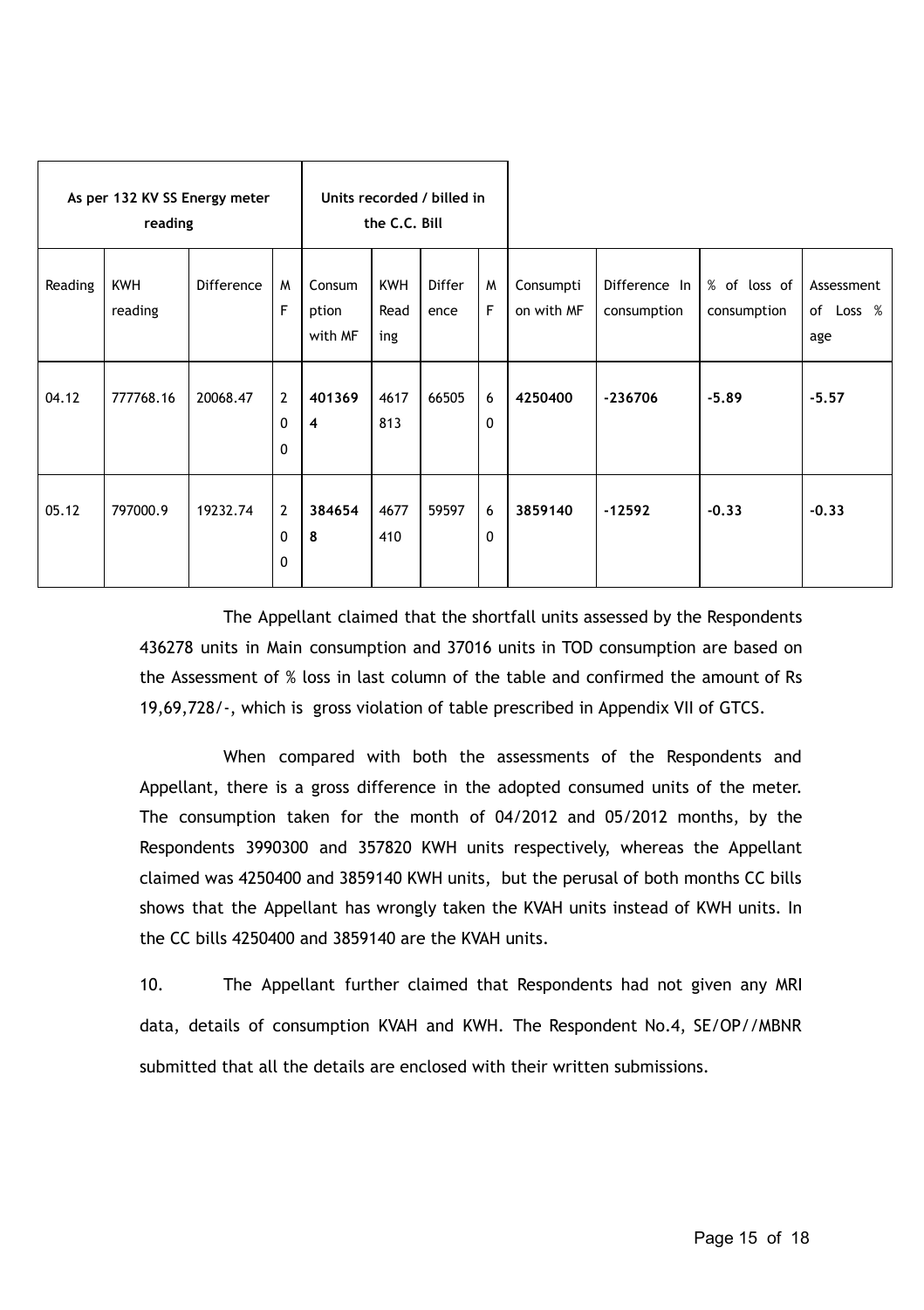| As per 132 KV SS Energy meter reading | | | | Units recorded / billed in the C.C. Bill | | | | | | | |
|---|---|---|---|---|---|---|---|---|---|---|---|
| Reading | KWH reading | Difference | MF | Consumption with MF | KWH Reading | Difference | MF | Consumption with MF | Difference In consumption | % of loss of consumption | Assessment of Loss % age |
| 04.12 | 777768.16 | 20068.47 | 200 | **4013694** | 4617813 | 66505 | 60 | **4250400** | **-236706** | **-5.89** | **-5.57** |
| 05.12 | 797000.9 | 19232.74 | 200 | **3846548** | 4677410 | 59597 | 60 | **3859140** | **-12592** | **-0.33** | **-0.33** |

The Appellant claimed that the shortfall units assessed by the Respondents 436278 units in Main consumption and 37016 units in TOD consumption are based on the Assessment of % loss in last column of the table and confirmed the amount of Rs 19,69,728/-, which is gross violation of table prescribed in Appendix VII of GTCS.

When compared with both the assessments of the Respondents and Appellant, there is a gross difference in the adopted consumed units of the meter. The consumption taken for the month of 04/2012 and 05/2012 months, by the Respondents 3990300 and 357820 KWH units respectively, whereas the Appellant claimed was 4250400 and 3859140 KWH units, but the perusal of both months CC bills shows that the Appellant has wrongly taken the KVAH units instead of KWH units. In the CC bills 4250400 and 3859140 are the KVAH units.

10. The Appellant further claimed that Respondents had not given any MRI data, details of consumption KVAH and KWH. The Respondent No.4, SE/OP//MBNR submitted that all the details are enclosed with their written submissions.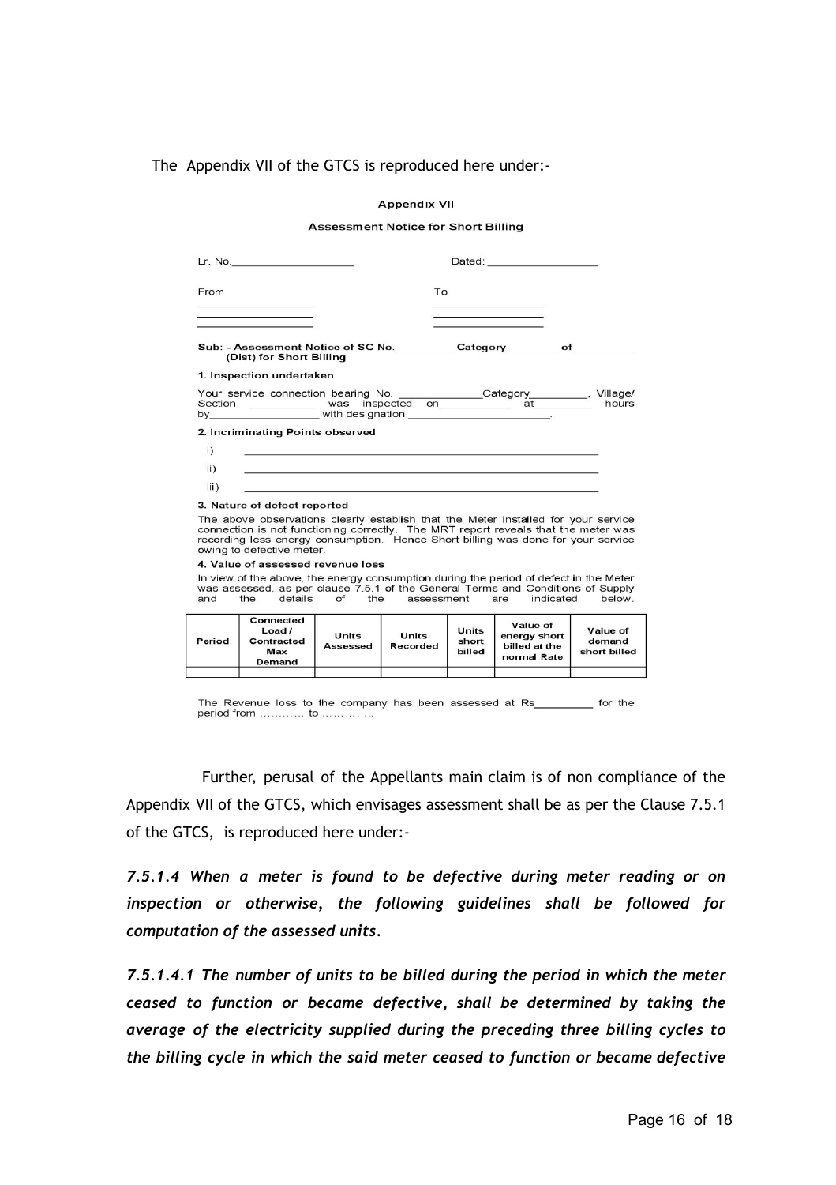The Appendix VII of the GTCS is reproduced here under:-

**Appendix VII**

**Assessment Notice for Short Billing**

Lr. No.____________________ Dated: __________________

From ________________ To ________________

**Sub: - Assessment Notice of SC No.__________ Category_________ of __________ (Dist) for Short Billing**

**1. Inspection undertaken**

Your service connection bearing No. _____________Category__________, Village/ Section __________ was inspected on___________ at__________ hours by__________________ with designation ________________________.

**2. Incriminating Points observed**

i) ______________________________

ii) ______________________________

iii) ______________________________

**3. Nature of defect reported**

The above observations clearly establish that the Meter installed for your service connection is not functioning correctly. The MRT report reveals that the meter was recording less energy consumption. Hence Short billing was done for your service owing to defective meter.

**4. Value of assessed revenue loss**

In view of the above, the energy consumption during the period of defect in the Meter was assessed, as per clause 7.5.1 of the General Terms and Conditions of Supply and the details of the assessment are indicated below.

| Period | Connected Load / Contracted Max Demand | Units Assessed | Units Recorded | Units short billed | Value of energy short billed at the normal Rate | Value of demand short billed |
|---|---|---|---|---|---|---|
| | | | | | | |

The Revenue loss to the company has been assessed at Rs_________ for the period from ………… to ……………

Further, perusal of the Appellants main claim is of non compliance of the Appendix VII of the GTCS, which envisages assessment shall be as per the Clause 7.5.1 of the GTCS, is reproduced here under:-

***7.5.1.4 When a meter is found to be defective during meter reading or on inspection or otherwise, the following guidelines shall be followed for computation of the assessed units.***

***7.5.1.4.1 The number of units to be billed during the period in which the meter ceased to function or became defective, shall be determined by taking the average of the electricity supplied during the preceding three billing cycles to the billing cycle in which the said meter ceased to function or became defective***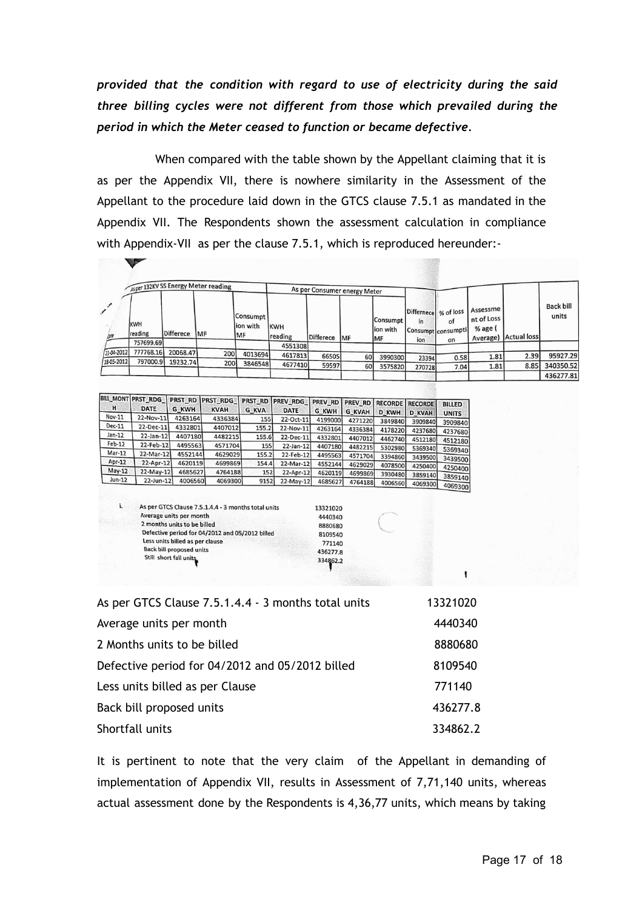***provided that the condition with regard to use of electricity during the said three billing cycles were not different from those which prevailed during the period in which the Meter ceased to function or became defective.***

When compared with the table shown by the Appellant claiming that it is as per the Appendix VII, there is nowhere similarity in the Assessment of the Appellant to the procedure laid down in the GTCS clause 7.5.1 as mandated in the Appendix VII. The Respondents shown the assessment calculation in compliance with Appendix-VII as per the clause 7.5.1, which is reproduced hereunder:-

| | As per 132KV SS Energy Meter reading | | | | As per Consumer energy Meter | | | | | | | | |
|---|---|---|---|---|---|---|---|---|---|---|---|---|---|
| Date | KWH reading | Differece | MF | Consumption with MF | KWH reading | Differece | MF | Consumption with MF | Differnece in Consumption | % of loss of consumption | Assessment of Loss % age ( Average) | Actual loss | Back bill units |
| | 757699.69 | | | | 4551308 | | | | | | | | |
| 21-04-2012 | 777768.16 | 20068.47 | 200 | 4013694 | 4617813 | 66505 | 60 | 3990300 | 23394 | 0.58 | 1.81 | 2.39 | 95927.29 |
| 18-05-2012 | 797000.9 | 19232.74 | 200 | 3846548 | 4677410 | 59597 | 60 | 3575820 | 270728 | 7.04 | 1.81 | 8.85 | 340350.52 |
| | | | | | | | | | | | | | 436277.81 |

| BILL_MONTH | PRST_RDG_DATE | PRST_RD G_KWH | PRST_RDG_KVAH | PRST_RD G_KVA | PREV_RDG_DATE | PREV_RD G_KWH | PREV_RD G_KVAH | RECORDED_KWH | RECORDED_KVAH | BILLED UNITS |
|---|---|---|---|---|---|---|---|---|---|---|
| Nov-11 | 22-Nov-11 | 4263164 | 4336384 | 155 | 22-Oct-11 | 4199000 | 4271220 | 3849840 | 3909840 | 3909840 |
| Dec-11 | 22-Dec-11 | 4332801 | 4407012 | 155.2 | 22-Nov-11 | 4263164 | 4336384 | 4178220 | 4237680 | 4237680 |
| Jan-12 | 22-Jan-12 | 4407180 | 4482215 | 155.6 | 22-Dec-11 | 4332801 | 4407012 | 4462740 | 4512180 | 4512180 |
| Feb-12 | 22-Feb-12 | 4495563 | 4571704 | 155 | 22-Jan-12 | 4407180 | 4482215 | 5302980 | 5369340 | 5369340 |
| Mar-12 | 22-Mar-12 | 4552144 | 4629029 | 155.2 | 22-Feb-12 | 4495563 | 4571704 | 3394860 | 3439500 | 3439500 |
| Apr-12 | 22-Apr-12 | 4620119 | 4699869 | 154.4 | 22-Mar-12 | 4552144 | 4629029 | 4078500 | 4250400 | 4250400 |
| May-12 | 22-May-12 | 4685627 | 4764188 | 152 | 22-Apr-12 | 4620119 | 4699869 | 3930480 | 3859140 | 3859140 |
| Jun-12 | 22-Jun-12 | 4006560 | 4069300 | 9152 | 22-May-12 | 4685627 | 4764188 | 4006560 | 4069300 | 4069300 |

| | |
|---|---|
| As per GTCS Clause 7.5.1.4.4 - 3 months total units | 13321020 |
| Average units per month | 4440340 |
| 2 Months units to be billed | 8880680 |
| Defective period for 04/2012 and 05/2012 billed | 8109540 |
| Less units billed as per Clause | 771140 |
| Back bill proposed units | 436277.8 |
| Shortfall units | 334862.2 |

It is pertinent to note that the very claim of the Appellant in demanding of implementation of Appendix VII, results in Assessment of 7,71,140 units, whereas actual assessment done by the Respondents is 4,36,77 units, which means by taking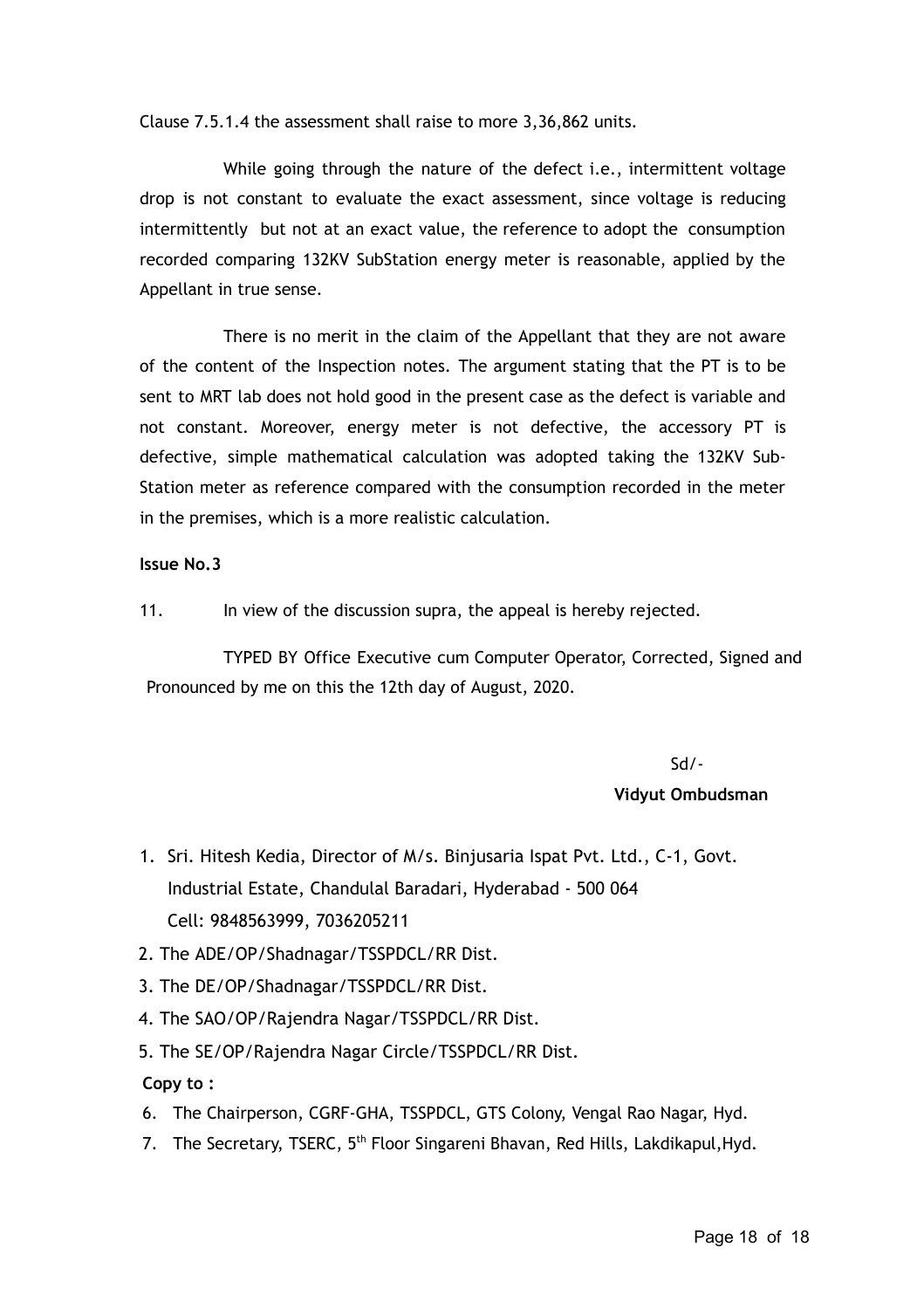Clause 7.5.1.4 the assessment shall raise to more 3,36,862 units.

While going through the nature of the defect i.e., intermittent voltage drop is not constant to evaluate the exact assessment, since voltage is reducing intermittently but not at an exact value, the reference to adopt the consumption recorded comparing 132KV SubStation energy meter is reasonable, applied by the Appellant in true sense.

There is no merit in the claim of the Appellant that they are not aware of the content of the Inspection notes. The argument stating that the PT is to be sent to MRT lab does not hold good in the present case as the defect is variable and not constant. Moreover, energy meter is not defective, the accessory PT is defective, simple mathematical calculation was adopted taking the 132KV Sub-Station meter as reference compared with the consumption recorded in the meter in the premises, which is a more realistic calculation.

**Issue No.3**

11. In view of the discussion supra, the appeal is hereby rejected.

TYPED BY Office Executive cum Computer Operator, Corrected, Signed and Pronounced by me on this the 12th day of August, 2020.

Sd/-

**Vidyut Ombudsman**

1. Sri. Hitesh Kedia, Director of M/s. Binjusaria Ispat Pvt. Ltd., C-1, Govt. Industrial Estate, Chandulal Baradari, Hyderabad - 500 064
   Cell: 9848563999, 7036205211
2. The ADE/OP/Shadnagar/TSSPDCL/RR Dist.
3. The DE/OP/Shadnagar/TSSPDCL/RR Dist.
4. The SAO/OP/Rajendra Nagar/TSSPDCL/RR Dist.
5. The SE/OP/Rajendra Nagar Circle/TSSPDCL/RR Dist.

**Copy to :**

6. The Chairperson, CGRF-GHA, TSSPDCL, GTS Colony, Vengal Rao Nagar, Hyd.
7. The Secretary, TSERC, 5th Floor Singareni Bhavan, Red Hills, Lakdikapul,Hyd.